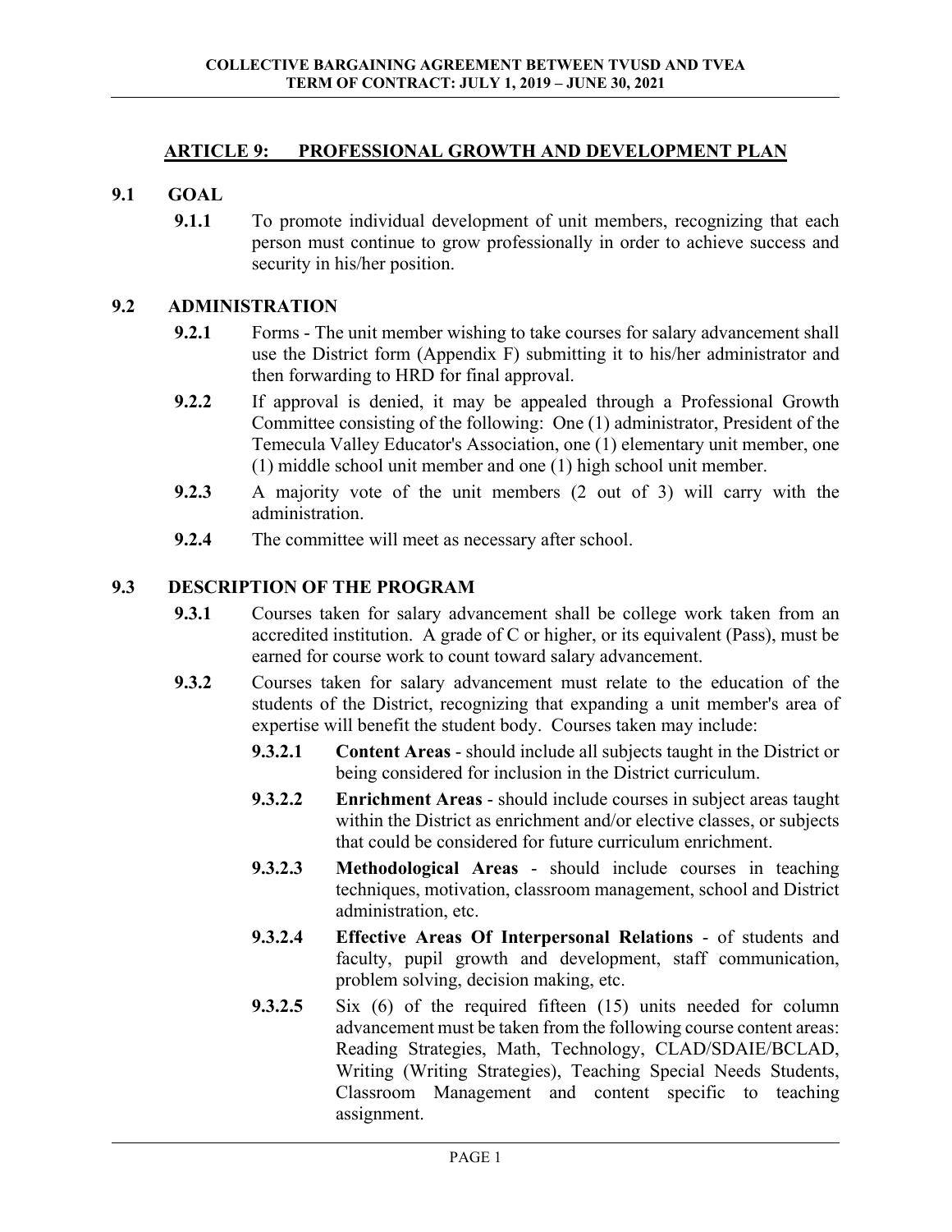## ARTICLE 9: PROFESSIONAL GROWTH AND DEVELOPMENT PLAN

### 9.1 GOAL

**9.1.1** To promote individual development of unit members, recognizing that each person must continue to grow professionally in order to achieve success and security in his/her position.

### 9.2 ADMINISTRATION

**9.2.1** Forms - The unit member wishing to take courses for salary advancement shall use the District form (Appendix F) submitting it to his/her administrator and then forwarding to HRD for final approval.

**9.2.2** If approval is denied, it may be appealed through a Professional Growth Committee consisting of the following: One (1) administrator, President of the Temecula Valley Educator's Association, one (1) elementary unit member, one (1) middle school unit member and one (1) high school unit member.

**9.2.3** A majority vote of the unit members (2 out of 3) will carry with the administration.

**9.2.4** The committee will meet as necessary after school.

### 9.3 DESCRIPTION OF THE PROGRAM

**9.3.1** Courses taken for salary advancement shall be college work taken from an accredited institution. A grade of C or higher, or its equivalent (Pass), must be earned for course work to count toward salary advancement.

**9.3.2** Courses taken for salary advancement must relate to the education of the students of the District, recognizing that expanding a unit member's area of expertise will benefit the student body. Courses taken may include:

- **9.3.2.1** **Content Areas** - should include all subjects taught in the District or being considered for inclusion in the District curriculum.
- **9.3.2.2** **Enrichment Areas** - should include courses in subject areas taught within the District as enrichment and/or elective classes, or subjects that could be considered for future curriculum enrichment.
- **9.3.2.3** **Methodological Areas** - should include courses in teaching techniques, motivation, classroom management, school and District administration, etc.
- **9.3.2.4** **Effective Areas Of Interpersonal Relations** - of students and faculty, pupil growth and development, staff communication, problem solving, decision making, etc.
- **9.3.2.5** Six (6) of the required fifteen (15) units needed for column advancement must be taken from the following course content areas: Reading Strategies, Math, Technology, CLAD/SDAIE/BCLAD, Writing (Writing Strategies), Teaching Special Needs Students, Classroom Management and content specific to teaching assignment.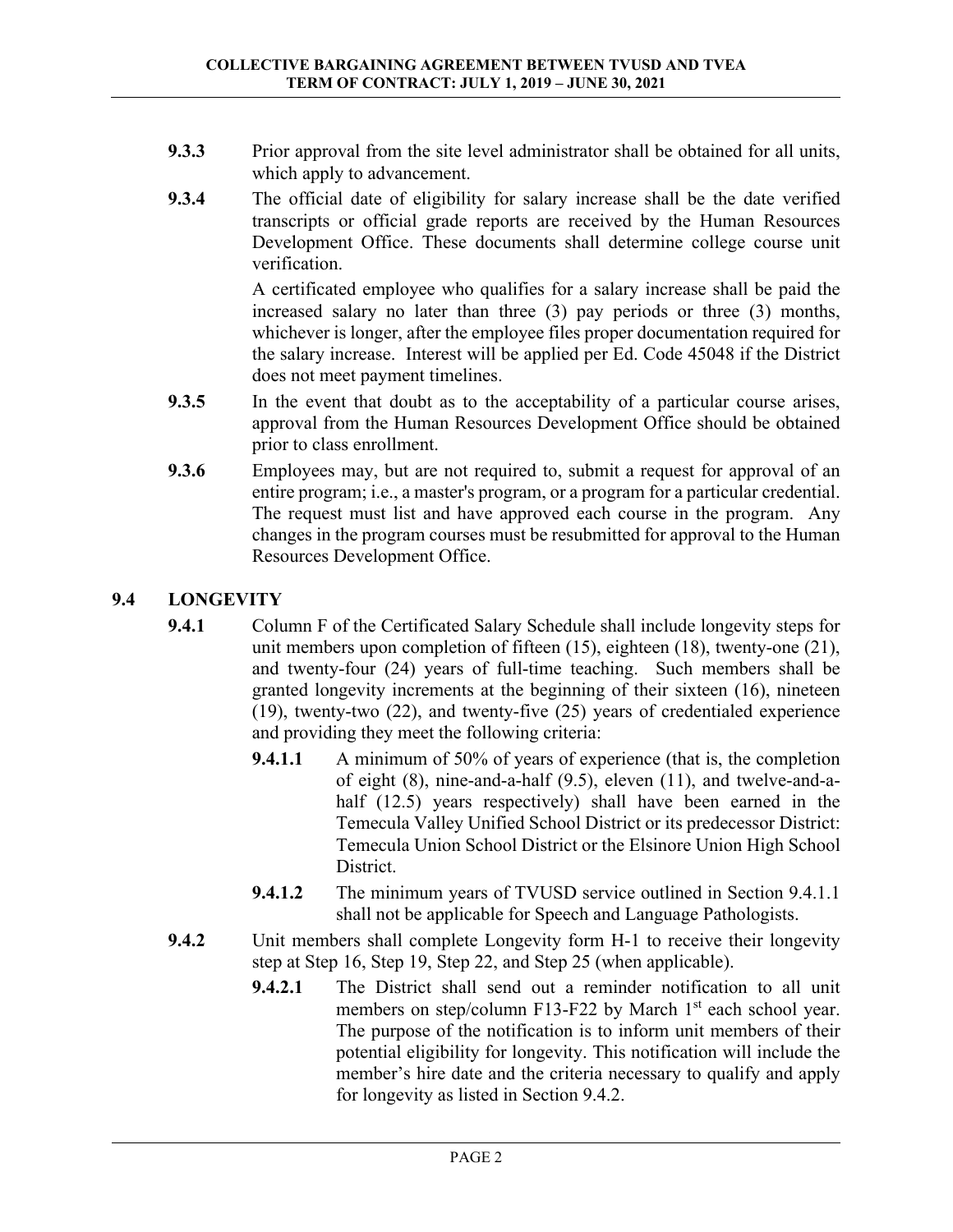**9.3.3** Prior approval from the site level administrator shall be obtained for all units, which apply to advancement.

**9.3.4** The official date of eligibility for salary increase shall be the date verified transcripts or official grade reports are received by the Human Resources Development Office. These documents shall determine college course unit verification.

A certificated employee who qualifies for a salary increase shall be paid the increased salary no later than three (3) pay periods or three (3) months, whichever is longer, after the employee files proper documentation required for the salary increase. Interest will be applied per Ed. Code 45048 if the District does not meet payment timelines.

**9.3.5** In the event that doubt as to the acceptability of a particular course arises, approval from the Human Resources Development Office should be obtained prior to class enrollment.

**9.3.6** Employees may, but are not required to, submit a request for approval of an entire program; i.e., a master's program, or a program for a particular credential. The request must list and have approved each course in the program. Any changes in the program courses must be resubmitted for approval to the Human Resources Development Office.

## 9.4 LONGEVITY

**9.4.1** Column F of the Certificated Salary Schedule shall include longevity steps for unit members upon completion of fifteen (15), eighteen (18), twenty-one (21), and twenty-four (24) years of full-time teaching. Such members shall be granted longevity increments at the beginning of their sixteen (16), nineteen (19), twenty-two (22), and twenty-five (25) years of credentialed experience and providing they meet the following criteria:

**9.4.1.1** A minimum of 50% of years of experience (that is, the completion of eight (8), nine-and-a-half (9.5), eleven (11), and twelve-and-a-half (12.5) years respectively) shall have been earned in the Temecula Valley Unified School District or its predecessor District: Temecula Union School District or the Elsinore Union High School District.

**9.4.1.2** The minimum years of TVUSD service outlined in Section 9.4.1.1 shall not be applicable for Speech and Language Pathologists.

**9.4.2** Unit members shall complete Longevity form H-1 to receive their longevity step at Step 16, Step 19, Step 22, and Step 25 (when applicable).

**9.4.2.1** The District shall send out a reminder notification to all unit members on step/column F13-F22 by March 1st each school year. The purpose of the notification is to inform unit members of their potential eligibility for longevity. This notification will include the member's hire date and the criteria necessary to qualify and apply for longevity as listed in Section 9.4.2.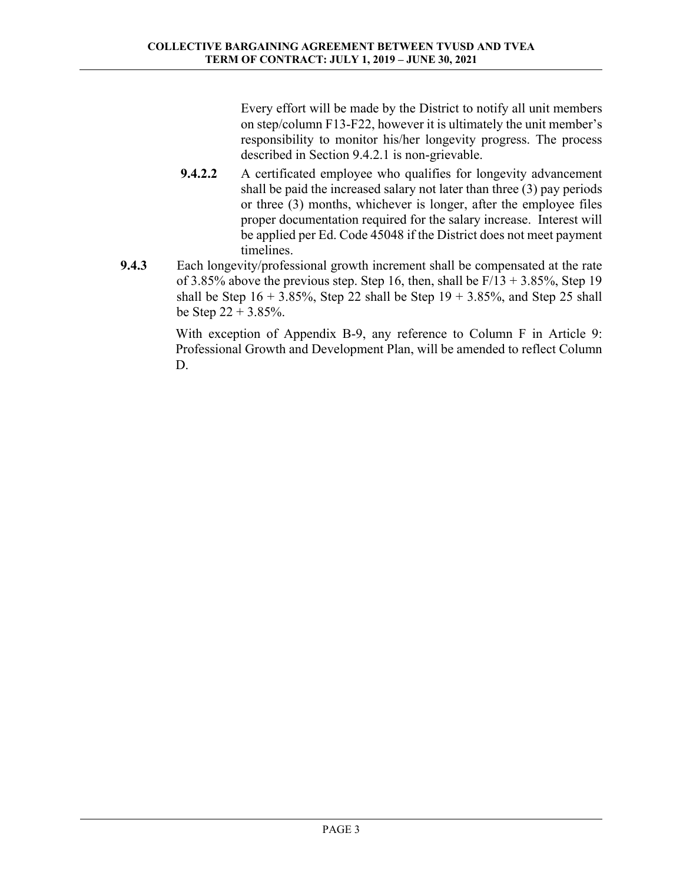Every effort will be made by the District to notify all unit members on step/column F13-F22, however it is ultimately the unit member's responsibility to monitor his/her longevity progress. The process described in Section 9.4.2.1 is non-grievable.

**9.4.2.2** A certificated employee who qualifies for longevity advancement shall be paid the increased salary not later than three (3) pay periods or three (3) months, whichever is longer, after the employee files proper documentation required for the salary increase. Interest will be applied per Ed. Code 45048 if the District does not meet payment timelines.

**9.4.3** Each longevity/professional growth increment shall be compensated at the rate of 3.85% above the previous step. Step 16, then, shall be F/13 + 3.85%, Step 19 shall be Step 16 + 3.85%, Step 22 shall be Step 19 + 3.85%, and Step 25 shall be Step 22 + 3.85%.

With exception of Appendix B-9, any reference to Column F in Article 9: Professional Growth and Development Plan, will be amended to reflect Column D.